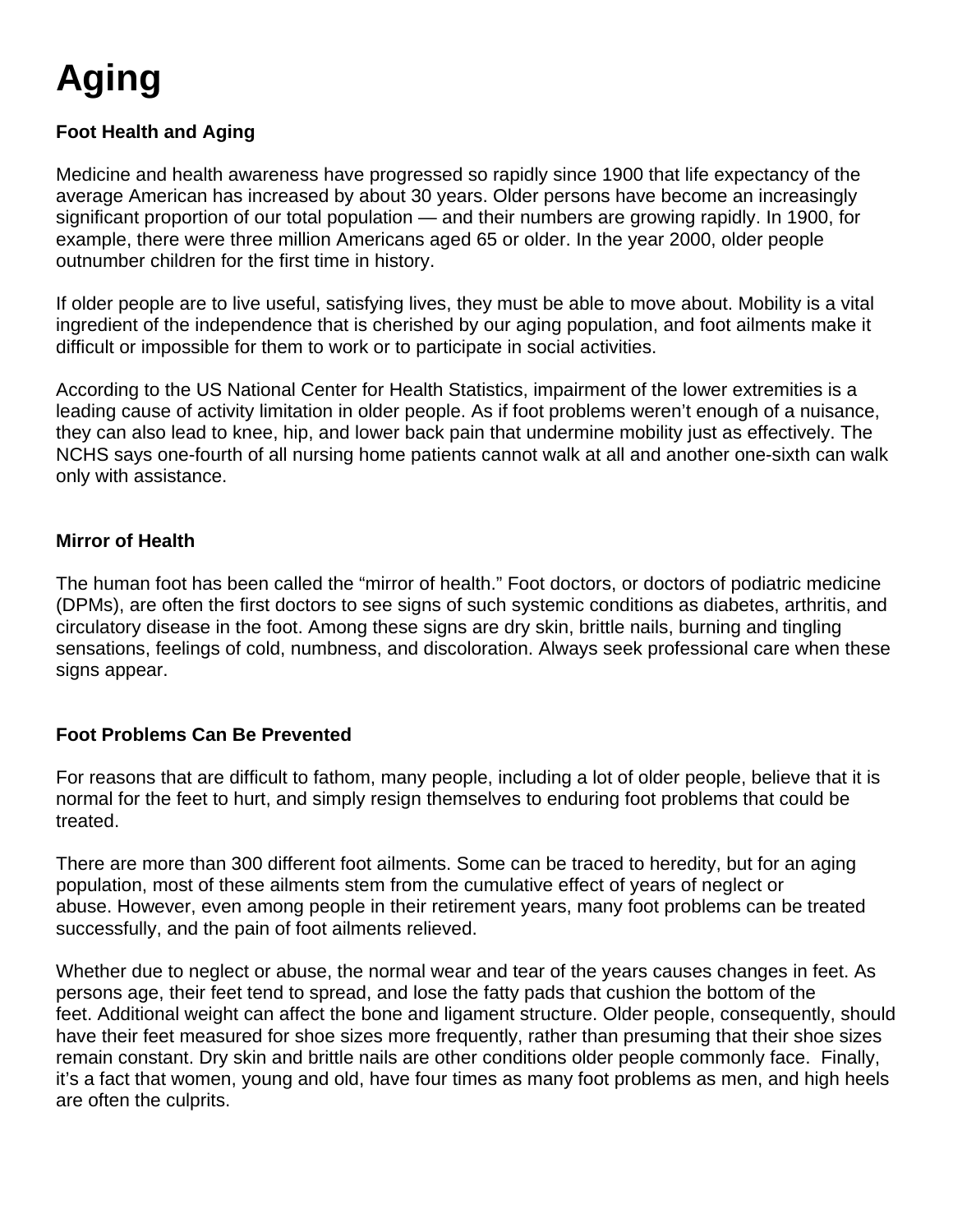# Aging

### Foot Health and Aging

Medicine and health awareness have progressed so rapidly since 1900 that life expectancy of the average American has increased by about 30 years. Older persons have become an increasingly significant proportion of our total population — and their numbers are growing rapidly. In 1900, for example, there were three million Americans aged 65 or older. In the year 2000, older people outnumber children for the first time in history.

If older people are to live useful, satisfying lives, they must be able to move about. Mobility is a vital ingredient of the independence that is cherished by our aging population, and foot ailments make it difficult or impossible for them to work or to participate in social activities.

According to the US National Center for Health Statistics, impairment of the lower extremities is a leading cause of activity limitation in older people. As if foot problems weren't enough of a nuisance, they can also lead to knee, hip, and lower back pain that undermine mobility just as effectively. The NCHS says one-fourth of all nursing home patients cannot walk at all and another one-sixth can walk only with assistance.

### Mirror of Health

The human foot has been called the "mirror of health." Foot doctors, or doctors of podiatric medicine (DPMs), are often the first doctors to see signs of such systemic conditions as diabetes, arthritis, and circulatory disease in the foot. Among these signs are dry skin, brittle nails, burning and tingling sensations, feelings of cold, numbness, and discoloration. Always seek professional care when these signs appear.

### Foot Problems Can Be Prevented

For reasons that are difficult to fathom, many people, including a lot of older people, believe that it is normal for the feet to hurt, and simply resign themselves to enduring foot problems that could be treated.

There are more than 300 different foot ailments. Some can be traced to heredity, but for an aging population, most of these ailments stem from the cumulative effect of years of neglect or abuse. However, even among people in their retirement years, many foot problems can be treated successfully, and the pain of foot ailments relieved.

Whether due to neglect or abuse, the normal wear and tear of the years causes changes in feet. As persons age, their feet tend to spread, and lose the fatty pads that cushion the bottom of the feet. Additional weight can affect the bone and ligament structure. Older people, consequently, should have their feet measured for shoe sizes more frequently, rather than presuming that their shoe sizes remain constant. Dry skin and brittle nails are other conditions older people commonly face. Finally, it's a fact that women, young and old, have four times as many foot problems as men, and high heels are often the culprits.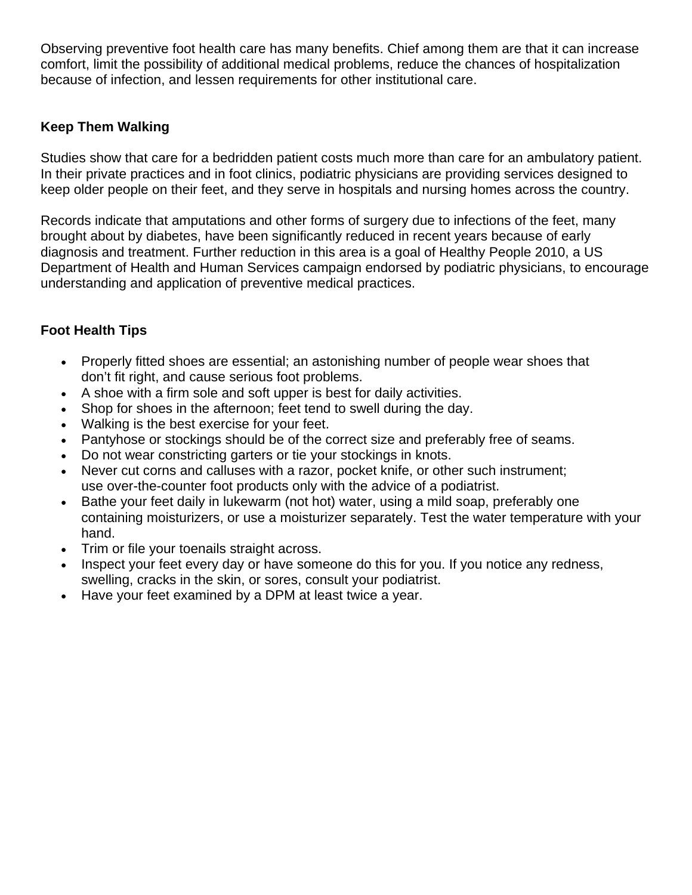Observing preventive foot health care has many benefits. Chief among them are that it can increase comfort, limit the possibility of additional medical problems, reduce the chances of hospitalization because of infection, and lessen requirements for other institutional care.

**Keep Them Walking**

Studies show that care for a bedridden patient costs much more than care for an ambulatory patient. In their private practices and in foot clinics, podiatric physicians are providing services designed to keep older people on their feet, and they serve in hospitals and nursing homes across the country.

Records indicate that amputations and other forms of surgery due to infections of the feet, many brought about by diabetes, have been significantly reduced in recent years because of early diagnosis and treatment. Further reduction in this area is a goal of Healthy People 2010, a US Department of Health and Human Services campaign endorsed by podiatric physicians, to encourage understanding and application of preventive medical practices.

**Foot Health Tips**

- Properly fitted shoes are essential; an astonishing number of people wear shoes that don't fit right, and cause serious foot problems.
- A shoe with a firm sole and soft upper is best for daily activities.
- Shop for shoes in the afternoon; feet tend to swell during the day.
- Walking is the best exercise for your feet.
- Pantyhose or stockings should be of the correct size and preferably free of seams.
- Do not wear constricting garters or tie your stockings in knots.
- Never cut corns and calluses with a razor, pocket knife, or other such instrument; use over-the-counter foot products only with the advice of a podiatrist.
- Bathe your feet daily in lukewarm (not hot) water, using a mild soap, preferably one containing moisturizers, or use a moisturizer separately. Test the water temperature with your hand.
- Trim or file your toenails straight across.
- Inspect your feet every day or have someone do this for you. If you notice any redness, swelling, cracks in the skin, or sores, consult your podiatrist.
- Have your feet examined by a DPM at least twice a year.